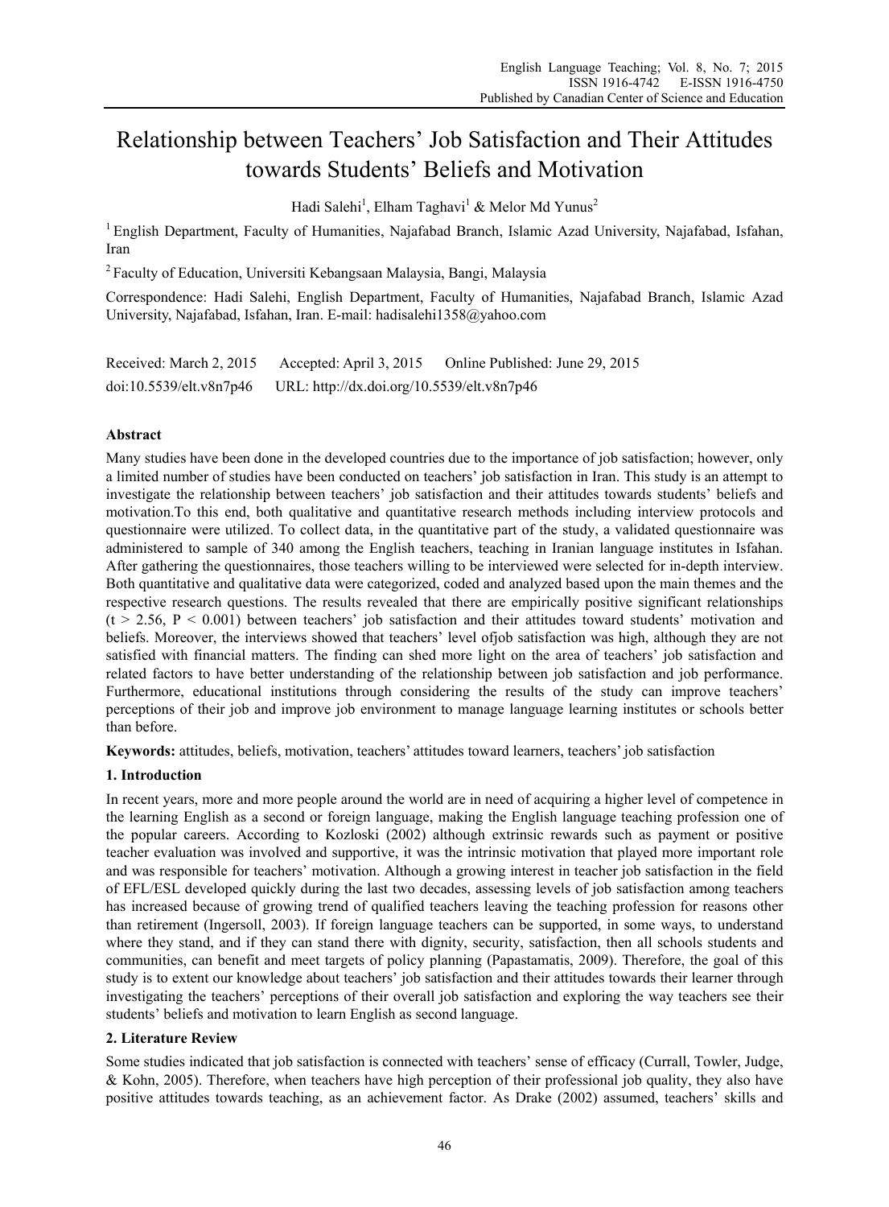# Relationship between Teachers' Job Satisfaction and Their Attitudes towards Students' Beliefs and Motivation

Hadi Salehi[1], Elham Taghavi[1] & Melor Md Yunus[2]

[1] English Department, Faculty of Humanities, Najafabad Branch, Islamic Azad University, Najafabad, Isfahan, Iran

[2] Faculty of Education, Universiti Kebangsaan Malaysia, Bangi, Malaysia

Correspondence: Hadi Salehi, English Department, Faculty of Humanities, Najafabad Branch, Islamic Azad University, Najafabad, Isfahan, Iran. E-mail: hadisalehi1358@yahoo.com

Received: March 2, 2015 Accepted: April 3, 2015 Online Published: June 29, 2015

doi:10.5539/elt.v8n7p46 URL: http://dx.doi.org/10.5539/elt.v8n7p46

## Abstract

Many studies have been done in the developed countries due to the importance of job satisfaction; however, only a limited number of studies have been conducted on teachers' job satisfaction in Iran. This study is an attempt to investigate the relationship between teachers' job satisfaction and their attitudes towards students' beliefs and motivation.To this end, both qualitative and quantitative research methods including interview protocols and questionnaire were utilized. To collect data, in the quantitative part of the study, a validated questionnaire was administered to sample of 340 among the English teachers, teaching in Iranian language institutes in Isfahan. After gathering the questionnaires, those teachers willing to be interviewed were selected for in-depth interview. Both quantitative and qualitative data were categorized, coded and analyzed based upon the main themes and the respective research questions. The results revealed that there are empirically positive significant relationships ($t > 2.56$, $P < 0.001$) between teachers' job satisfaction and their attitudes toward students' motivation and beliefs. Moreover, the interviews showed that teachers' level ofjob satisfaction was high, although they are not satisfied with financial matters. The finding can shed more light on the area of teachers' job satisfaction and related factors to have better understanding of the relationship between job satisfaction and job performance. Furthermore, educational institutions through considering the results of the study can improve teachers' perceptions of their job and improve job environment to manage language learning institutes or schools better than before.

**Keywords:** attitudes, beliefs, motivation, teachers' attitudes toward learners, teachers' job satisfaction

## 1. Introduction

In recent years, more and more people around the world are in need of acquiring a higher level of competence in the learning English as a second or foreign language, making the English language teaching profession one of the popular careers. According to Kozloski (2002) although extrinsic rewards such as payment or positive teacher evaluation was involved and supportive, it was the intrinsic motivation that played more important role and was responsible for teachers' motivation. Although a growing interest in teacher job satisfaction in the field of EFL/ESL developed quickly during the last two decades, assessing levels of job satisfaction among teachers has increased because of growing trend of qualified teachers leaving the teaching profession for reasons other than retirement (Ingersoll, 2003). If foreign language teachers can be supported, in some ways, to understand where they stand, and if they can stand there with dignity, security, satisfaction, then all schools students and communities, can benefit and meet targets of policy planning (Papastamatis, 2009). Therefore, the goal of this study is to extent our knowledge about teachers' job satisfaction and their attitudes towards their learner through investigating the teachers' perceptions of their overall job satisfaction and exploring the way teachers see their students' beliefs and motivation to learn English as second language.

## 2. Literature Review

Some studies indicated that job satisfaction is connected with teachers' sense of efficacy (Currall, Towler, Judge, & Kohn, 2005). Therefore, when teachers have high perception of their professional job quality, they also have positive attitudes towards teaching, as an achievement factor. As Drake (2002) assumed, teachers' skills and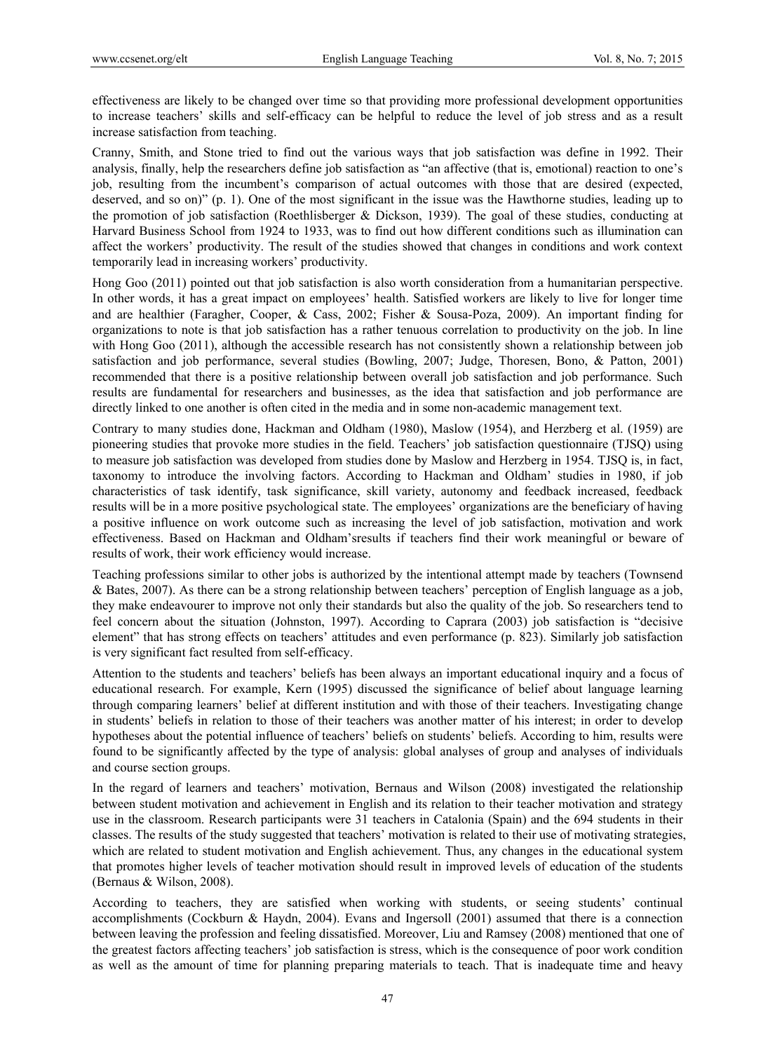effectiveness are likely to be changed over time so that providing more professional development opportunities to increase teachers' skills and self-efficacy can be helpful to reduce the level of job stress and as a result increase satisfaction from teaching.

Cranny, Smith, and Stone tried to find out the various ways that job satisfaction was define in 1992. Their analysis, finally, help the researchers define job satisfaction as "an affective (that is, emotional) reaction to one's job, resulting from the incumbent's comparison of actual outcomes with those that are desired (expected, deserved, and so on)" (p. 1). One of the most significant in the issue was the Hawthorne studies, leading up to the promotion of job satisfaction (Roethlisberger & Dickson, 1939). The goal of these studies, conducting at Harvard Business School from 1924 to 1933, was to find out how different conditions such as illumination can affect the workers' productivity. The result of the studies showed that changes in conditions and work context temporarily lead in increasing workers' productivity.

Hong Goo (2011) pointed out that job satisfaction is also worth consideration from a humanitarian perspective. In other words, it has a great impact on employees' health. Satisfied workers are likely to live for longer time and are healthier (Faragher, Cooper, & Cass, 2002; Fisher & Sousa-Poza, 2009). An important finding for organizations to note is that job satisfaction has a rather tenuous correlation to productivity on the job. In line with Hong Goo (2011), although the accessible research has not consistently shown a relationship between job satisfaction and job performance, several studies (Bowling, 2007; Judge, Thoresen, Bono, & Patton, 2001) recommended that there is a positive relationship between overall job satisfaction and job performance. Such results are fundamental for researchers and businesses, as the idea that satisfaction and job performance are directly linked to one another is often cited in the media and in some non-academic management text.

Contrary to many studies done, Hackman and Oldham (1980), Maslow (1954), and Herzberg et al. (1959) are pioneering studies that provoke more studies in the field. Teachers' job satisfaction questionnaire (TJSQ) using to measure job satisfaction was developed from studies done by Maslow and Herzberg in 1954. TJSQ is, in fact, taxonomy to introduce the involving factors. According to Hackman and Oldham' studies in 1980, if job characteristics of task identify, task significance, skill variety, autonomy and feedback increased, feedback results will be in a more positive psychological state. The employees' organizations are the beneficiary of having a positive influence on work outcome such as increasing the level of job satisfaction, motivation and work effectiveness. Based on Hackman and Oldham'sresults if teachers find their work meaningful or beware of results of work, their work efficiency would increase.

Teaching professions similar to other jobs is authorized by the intentional attempt made by teachers (Townsend & Bates, 2007). As there can be a strong relationship between teachers' perception of English language as a job, they make endeavourer to improve not only their standards but also the quality of the job. So researchers tend to feel concern about the situation (Johnston, 1997). According to Caprara (2003) job satisfaction is "decisive element" that has strong effects on teachers' attitudes and even performance (p. 823). Similarly job satisfaction is very significant fact resulted from self-efficacy.

Attention to the students and teachers' beliefs has been always an important educational inquiry and a focus of educational research. For example, Kern (1995) discussed the significance of belief about language learning through comparing learners' belief at different institution and with those of their teachers. Investigating change in students' beliefs in relation to those of their teachers was another matter of his interest; in order to develop hypotheses about the potential influence of teachers' beliefs on students' beliefs. According to him, results were found to be significantly affected by the type of analysis: global analyses of group and analyses of individuals and course section groups.

In the regard of learners and teachers' motivation, Bernaus and Wilson (2008) investigated the relationship between student motivation and achievement in English and its relation to their teacher motivation and strategy use in the classroom. Research participants were 31 teachers in Catalonia (Spain) and the 694 students in their classes. The results of the study suggested that teachers' motivation is related to their use of motivating strategies, which are related to student motivation and English achievement. Thus, any changes in the educational system that promotes higher levels of teacher motivation should result in improved levels of education of the students (Bernaus & Wilson, 2008).

According to teachers, they are satisfied when working with students, or seeing students' continual accomplishments (Cockburn & Haydn, 2004). Evans and Ingersoll (2001) assumed that there is a connection between leaving the profession and feeling dissatisfied. Moreover, Liu and Ramsey (2008) mentioned that one of the greatest factors affecting teachers' job satisfaction is stress, which is the consequence of poor work condition as well as the amount of time for planning preparing materials to teach. That is inadequate time and heavy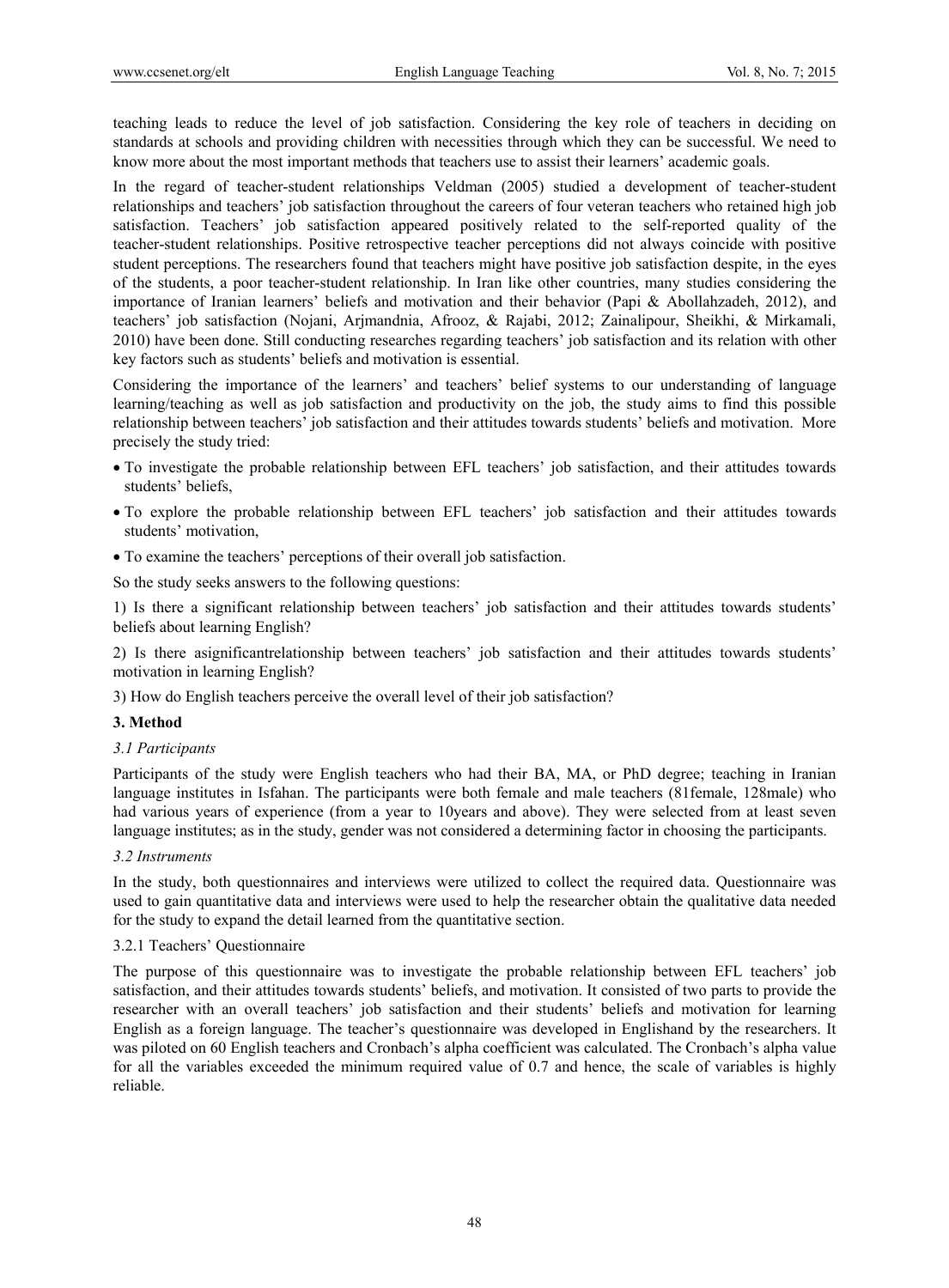teaching leads to reduce the level of job satisfaction. Considering the key role of teachers in deciding on standards at schools and providing children with necessities through which they can be successful. We need to know more about the most important methods that teachers use to assist their learners' academic goals.

In the regard of teacher-student relationships Veldman (2005) studied a development of teacher-student relationships and teachers' job satisfaction throughout the careers of four veteran teachers who retained high job satisfaction. Teachers' job satisfaction appeared positively related to the self-reported quality of the teacher-student relationships. Positive retrospective teacher perceptions did not always coincide with positive student perceptions. The researchers found that teachers might have positive job satisfaction despite, in the eyes of the students, a poor teacher-student relationship. In Iran like other countries, many studies considering the importance of Iranian learners' beliefs and motivation and their behavior (Papi & Abollahzadeh, 2012), and teachers' job satisfaction (Nojani, Arjmandnia, Afrooz, & Rajabi, 2012; Zainalipour, Sheikhi, & Mirkamali, 2010) have been done. Still conducting researches regarding teachers' job satisfaction and its relation with other key factors such as students' beliefs and motivation is essential.

Considering the importance of the learners' and teachers' belief systems to our understanding of language learning/teaching as well as job satisfaction and productivity on the job, the study aims to find this possible relationship between teachers' job satisfaction and their attitudes towards students' beliefs and motivation. More precisely the study tried:

- To investigate the probable relationship between EFL teachers' job satisfaction, and their attitudes towards students' beliefs,
- To explore the probable relationship between EFL teachers' job satisfaction and their attitudes towards students' motivation,
- To examine the teachers' perceptions of their overall job satisfaction.

So the study seeks answers to the following questions:

1) Is there a significant relationship between teachers' job satisfaction and their attitudes towards students' beliefs about learning English?

2) Is there asignificantrelationship between teachers' job satisfaction and their attitudes towards students' motivation in learning English?

3) How do English teachers perceive the overall level of their job satisfaction?

## 3. Method

### *3.1 Participants*

Participants of the study were English teachers who had their BA, MA, or PhD degree; teaching in Iranian language institutes in Isfahan. The participants were both female and male teachers (81female, 128male) who had various years of experience (from a year to 10years and above). They were selected from at least seven language institutes; as in the study, gender was not considered a determining factor in choosing the participants.

### *3.2 Instruments*

In the study, both questionnaires and interviews were utilized to collect the required data. Questionnaire was used to gain quantitative data and interviews were used to help the researcher obtain the qualitative data needed for the study to expand the detail learned from the quantitative section.

#### 3.2.1 Teachers' Questionnaire

The purpose of this questionnaire was to investigate the probable relationship between EFL teachers' job satisfaction, and their attitudes towards students' beliefs, and motivation. It consisted of two parts to provide the researcher with an overall teachers' job satisfaction and their students' beliefs and motivation for learning English as a foreign language. The teacher's questionnaire was developed in Englishand by the researchers. It was piloted on 60 English teachers and Cronbach's alpha coefficient was calculated. The Cronbach's alpha value for all the variables exceeded the minimum required value of 0.7 and hence, the scale of variables is highly reliable.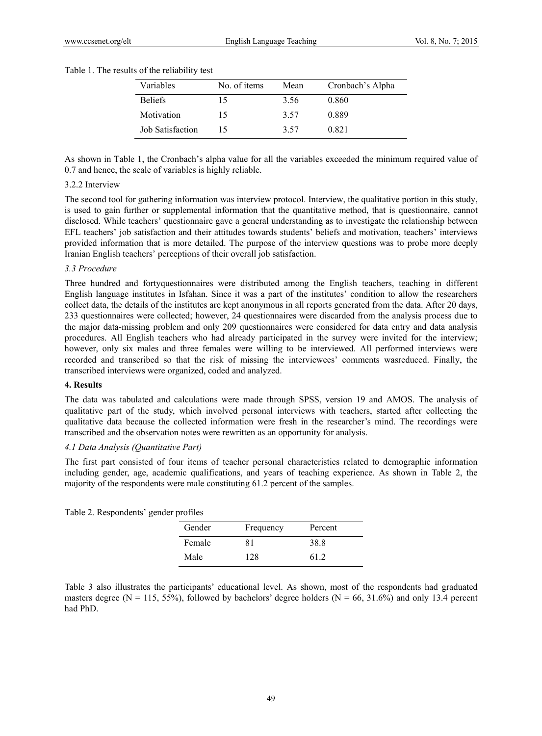Table 1. The results of the reliability test

| Variables | No. of items | Mean | Cronbach's Alpha |
|---|---|---|---|
| Beliefs | 15 | 3.56 | 0.860 |
| Motivation | 15 | 3.57 | 0.889 |
| Job Satisfaction | 15 | 3.57 | 0.821 |

As shown in Table 1, the Cronbach's alpha value for all the variables exceeded the minimum required value of 0.7 and hence, the scale of variables is highly reliable.

3.2.2 Interview

The second tool for gathering information was interview protocol. Interview, the qualitative portion in this study, is used to gain further or supplemental information that the quantitative method, that is questionnaire, cannot disclosed. While teachers' questionnaire gave a general understanding as to investigate the relationship between EFL teachers' job satisfaction and their attitudes towards students' beliefs and motivation, teachers' interviews provided information that is more detailed. The purpose of the interview questions was to probe more deeply Iranian English teachers' perceptions of their overall job satisfaction.

*3.3 Procedure*

Three hundred and fortyquestionnaires were distributed among the English teachers, teaching in different English language institutes in Isfahan. Since it was a part of the institutes' condition to allow the researchers collect data, the details of the institutes are kept anonymous in all reports generated from the data. After 20 days, 233 questionnaires were collected; however, 24 questionnaires were discarded from the analysis process due to the major data-missing problem and only 209 questionnaires were considered for data entry and data analysis procedures. All English teachers who had already participated in the survey were invited for the interview; however, only six males and three females were willing to be interviewed. All performed interviews were recorded and transcribed so that the risk of missing the interviewees' comments wasreduced. Finally, the transcribed interviews were organized, coded and analyzed.

**4. Results**

The data was tabulated and calculations were made through SPSS, version 19 and AMOS. The analysis of qualitative part of the study, which involved personal interviews with teachers, started after collecting the qualitative data because the collected information were fresh in the researcher's mind. The recordings were transcribed and the observation notes were rewritten as an opportunity for analysis.

*4.1 Data Analysis (Quantitative Part)*

The first part consisted of four items of teacher personal characteristics related to demographic information including gender, age, academic qualifications, and years of teaching experience. As shown in Table 2, the majority of the respondents were male constituting 61.2 percent of the samples.

Table 2. Respondents' gender profiles

| Gender | Frequency | Percent |
|---|---|---|
| Female | 81 | 38.8 |
| Male | 128 | 61.2 |

Table 3 also illustrates the participants' educational level. As shown, most of the respondents had graduated masters degree (N = 115, 55%), followed by bachelors' degree holders (N = 66, 31.6%) and only 13.4 percent had PhD.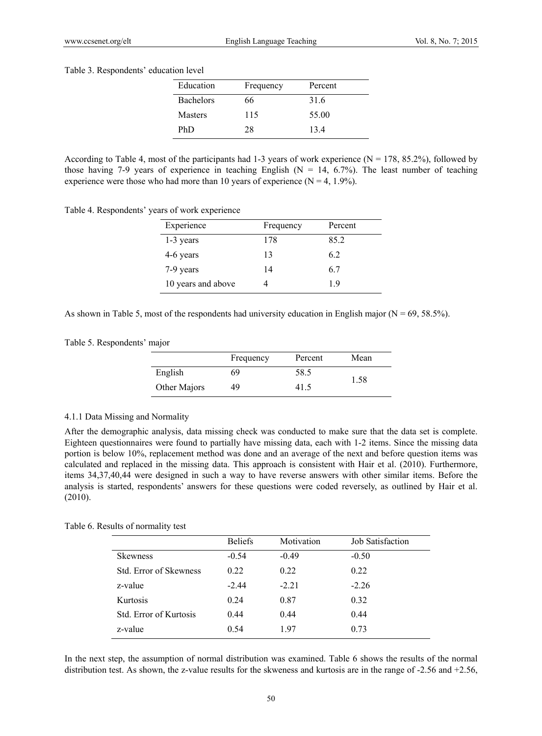Table 3. Respondents' education level

| Education | Frequency | Percent |
|---|---|---|
| Bachelors | 66 | 31.6 |
| Masters | 115 | 55.00 |
| PhD | 28 | 13.4 |

According to Table 4, most of the participants had 1-3 years of work experience (N = 178, 85.2%), followed by those having 7-9 years of experience in teaching English (N = 14, 6.7%). The least number of teaching experience were those who had more than 10 years of experience (N = 4, 1.9%).

Table 4. Respondents' years of work experience

| Experience | Frequency | Percent |
|---|---|---|
| 1-3 years | 178 | 85.2 |
| 4-6 years | 13 | 6.2 |
| 7-9 years | 14 | 6.7 |
| 10 years and above | 4 | 1.9 |

As shown in Table 5, most of the respondents had university education in English major (N = 69, 58.5%).

Table 5. Respondents' major

| | Frequency | Percent | Mean |
|---|---|---|---|
| English | 69 | 58.5 | 1.58 |
| Other Majors | 49 | 41.5 | |

### 4.1.1 Data Missing and Normality

After the demographic analysis, data missing check was conducted to make sure that the data set is complete. Eighteen questionnaires were found to partially have missing data, each with 1-2 items. Since the missing data portion is below 10%, replacement method was done and an average of the next and before question items was calculated and replaced in the missing data. This approach is consistent with Hair et al. (2010). Furthermore, items 34,37,40,44 were designed in such a way to have reverse answers with other similar items. Before the analysis is started, respondents' answers for these questions were coded reversely, as outlined by Hair et al. (2010).

Table 6. Results of normality test

| | Beliefs | Motivation | Job Satisfaction |
|---|---|---|---|
| Skewness | -0.54 | -0.49 | -0.50 |
| Std. Error of Skewness | 0.22 | 0.22 | 0.22 |
| z-value | -2.44 | -2.21 | -2.26 |
| Kurtosis | 0.24 | 0.87 | 0.32 |
| Std. Error of Kurtosis | 0.44 | 0.44 | 0.44 |
| z-value | 0.54 | 1.97 | 0.73 |

In the next step, the assumption of normal distribution was examined. Table 6 shows the results of the normal distribution test. As shown, the z-value results for the skweness and kurtosis are in the range of -2.56 and +2.56,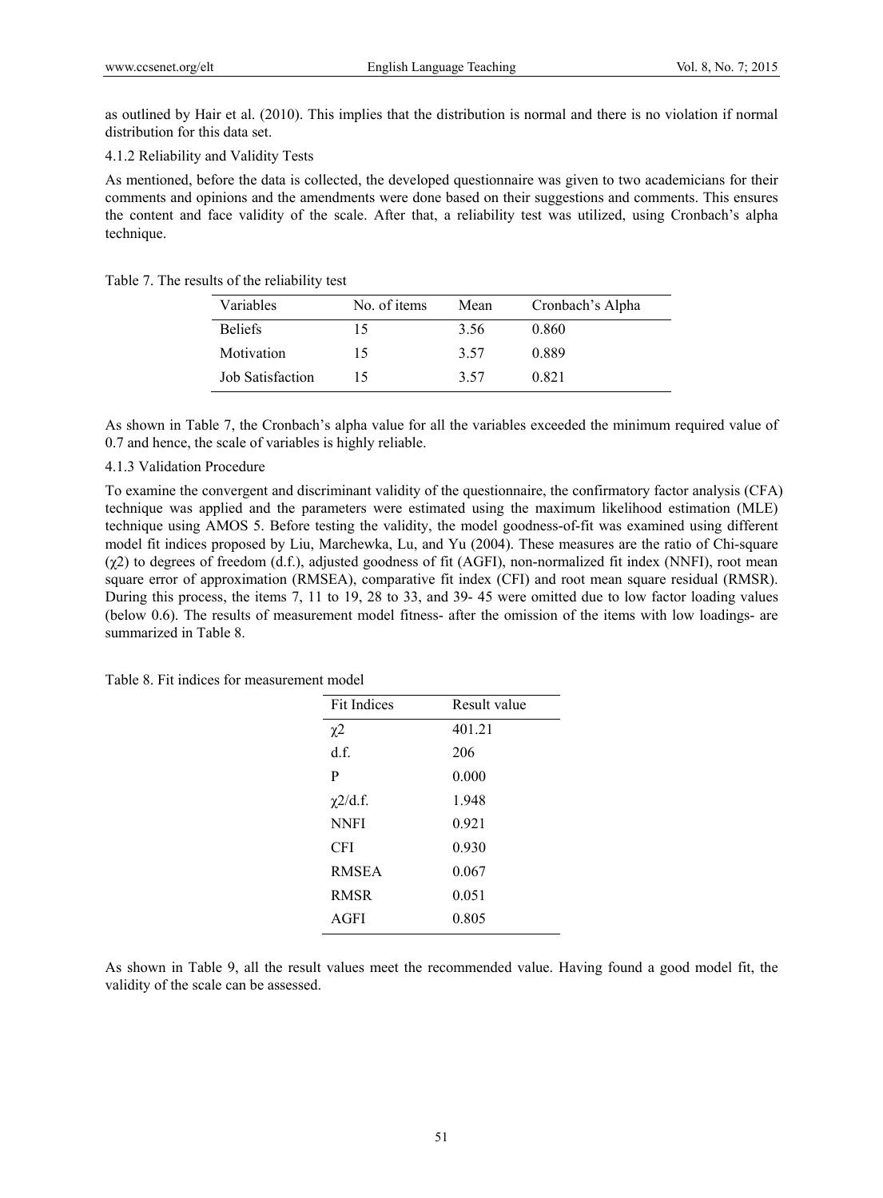as outlined by Hair et al. (2010). This implies that the distribution is normal and there is no violation if normal distribution for this data set.

#### 4.1.2 Reliability and Validity Tests

As mentioned, before the data is collected, the developed questionnaire was given to two academicians for their comments and opinions and the amendments were done based on their suggestions and comments. This ensures the content and face validity of the scale. After that, a reliability test was utilized, using Cronbach's alpha technique.

Table 7. The results of the reliability test

| Variables | No. of items | Mean | Cronbach's Alpha |
|---|---|---|---|
| Beliefs | 15 | 3.56 | 0.860 |
| Motivation | 15 | 3.57 | 0.889 |
| Job Satisfaction | 15 | 3.57 | 0.821 |

As shown in Table 7, the Cronbach's alpha value for all the variables exceeded the minimum required value of 0.7 and hence, the scale of variables is highly reliable.

#### 4.1.3 Validation Procedure

To examine the convergent and discriminant validity of the questionnaire, the confirmatory factor analysis (CFA) technique was applied and the parameters were estimated using the maximum likelihood estimation (MLE) technique using AMOS 5. Before testing the validity, the model goodness-of-fit was examined using different model fit indices proposed by Liu, Marchewka, Lu, and Yu (2004). These measures are the ratio of Chi-square ($\chi 2$) to degrees of freedom (d.f.), adjusted goodness of fit (AGFI), non-normalized fit index (NNFI), root mean square error of approximation (RMSEA), comparative fit index (CFI) and root mean square residual (RMSR). During this process, the items 7, 11 to 19, 28 to 33, and 39- 45 were omitted due to low factor loading values (below 0.6). The results of measurement model fitness- after the omission of the items with low loadings- are summarized in Table 8.

Table 8. Fit indices for measurement model

| Fit Indices | Result value |
|---|---|
| $\chi 2$ | 401.21 |
| d.f. | 206 |
| P | 0.000 |
| $\chi 2$/d.f. | 1.948 |
| NNFI | 0.921 |
| CFI | 0.930 |
| RMSEA | 0.067 |
| RMSR | 0.051 |
| AGFI | 0.805 |

As shown in Table 9, all the result values meet the recommended value. Having found a good model fit, the validity of the scale can be assessed.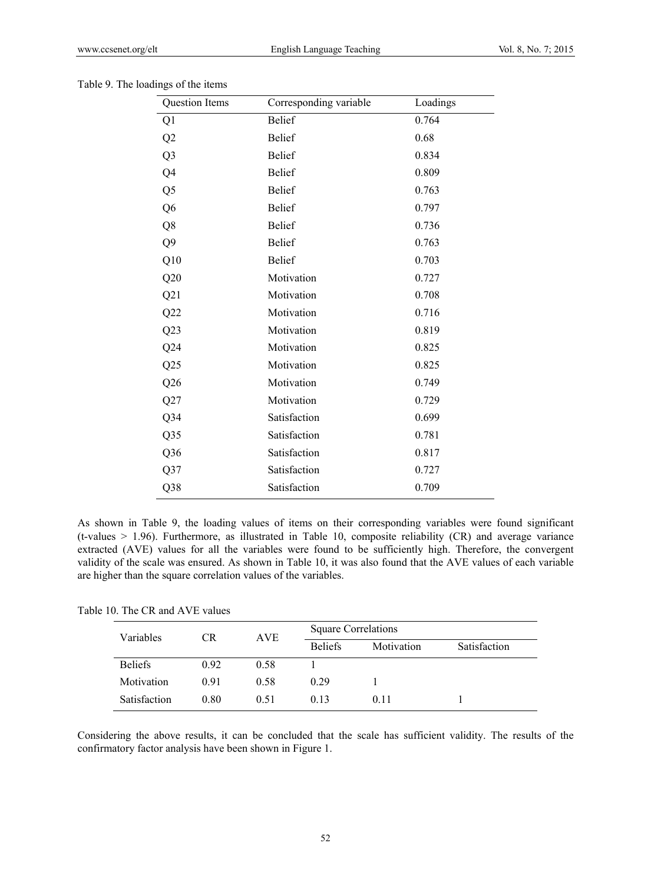Table 9. The loadings of the items

| Question Items | Corresponding variable | Loadings |
|---|---|---|
| Q1 | Belief | 0.764 |
| Q2 | Belief | 0.68 |
| Q3 | Belief | 0.834 |
| Q4 | Belief | 0.809 |
| Q5 | Belief | 0.763 |
| Q6 | Belief | 0.797 |
| Q8 | Belief | 0.736 |
| Q9 | Belief | 0.763 |
| Q10 | Belief | 0.703 |
| Q20 | Motivation | 0.727 |
| Q21 | Motivation | 0.708 |
| Q22 | Motivation | 0.716 |
| Q23 | Motivation | 0.819 |
| Q24 | Motivation | 0.825 |
| Q25 | Motivation | 0.825 |
| Q26 | Motivation | 0.749 |
| Q27 | Motivation | 0.729 |
| Q34 | Satisfaction | 0.699 |
| Q35 | Satisfaction | 0.781 |
| Q36 | Satisfaction | 0.817 |
| Q37 | Satisfaction | 0.727 |
| Q38 | Satisfaction | 0.709 |

As shown in Table 9, the loading values of items on their corresponding variables were found significant (t-values > 1.96). Furthermore, as illustrated in Table 10, composite reliability (CR) and average variance extracted (AVE) values for all the variables were found to be sufficiently high. Therefore, the convergent validity of the scale was ensured. As shown in Table 10, it was also found that the AVE values of each variable are higher than the square correlation values of the variables.

Table 10. The CR and AVE values

| Variables | CR | AVE | Square Correlations | | |
|---|---|---|---|---|---|
| | | | Beliefs | Motivation | Satisfaction |
| Beliefs | 0.92 | 0.58 | 1 | | |
| Motivation | 0.91 | 0.58 | 0.29 | 1 | |
| Satisfaction | 0.80 | 0.51 | 0.13 | 0.11 | 1 |

Considering the above results, it can be concluded that the scale has sufficient validity. The results of the confirmatory factor analysis have been shown in Figure 1.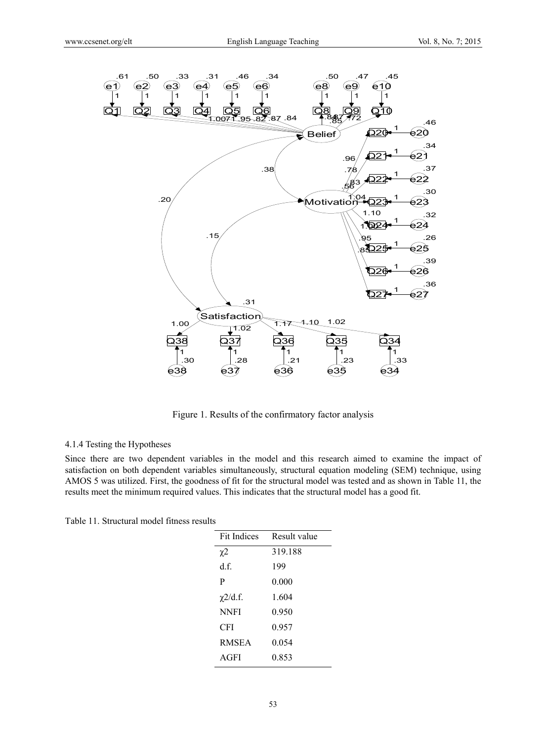Figure 1. Results of the confirmatory factor analysis

#### 4.1.4 Testing the Hypotheses

Since there are two dependent variables in the model and this research aimed to examine the impact of satisfaction on both dependent variables simultaneously, structural equation modeling (SEM) technique, using AMOS 5 was utilized. First, the goodness of fit for the structural model was tested and as shown in Table 11, the results meet the minimum required values. This indicates that the structural model has a good fit.

Table 11. Structural model fitness results

| Fit Indices | Result value |
|---|---|
| $\chi 2$ | 319.188 |
| d.f. | 199 |
| P | 0.000 |
| $\chi 2$/d.f. | 1.604 |
| NNFI | 0.950 |
| CFI | 0.957 |
| RMSEA | 0.054 |
| AGFI | 0.853 |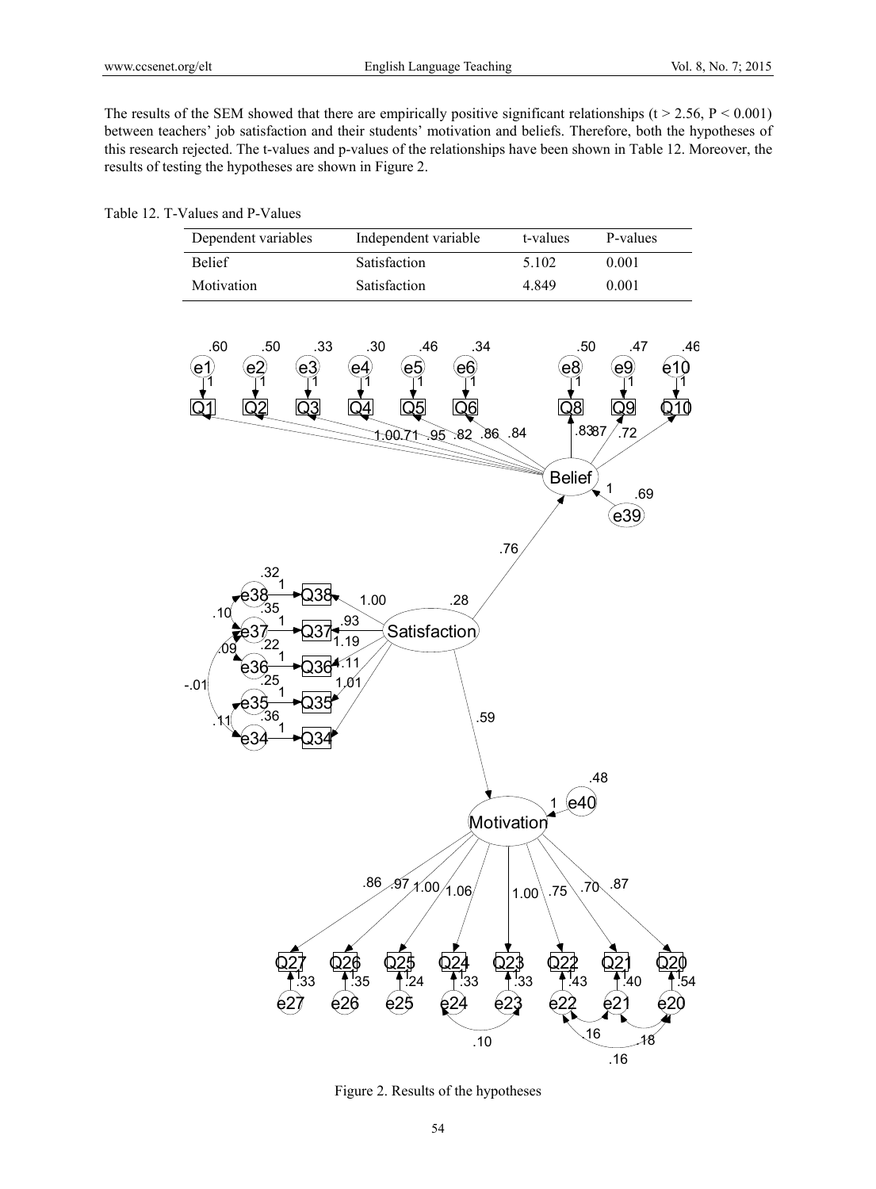The results of the SEM showed that there are empirically positive significant relationships ($t > 2.56$, $P < 0.001$) between teachers' job satisfaction and their students' motivation and beliefs. Therefore, both the hypotheses of this research rejected. The t-values and p-values of the relationships have been shown in Table 12. Moreover, the results of testing the hypotheses are shown in Figure 2.

Table 12. T-Values and P-Values

| Dependent variables | Independent variable | t-values | P-values |
|---|---|---|---|
| Belief | Satisfaction | 5.102 | 0.001 |
| Motivation | Satisfaction | 4.849 | 0.001 |

Figure 2. Results of the hypotheses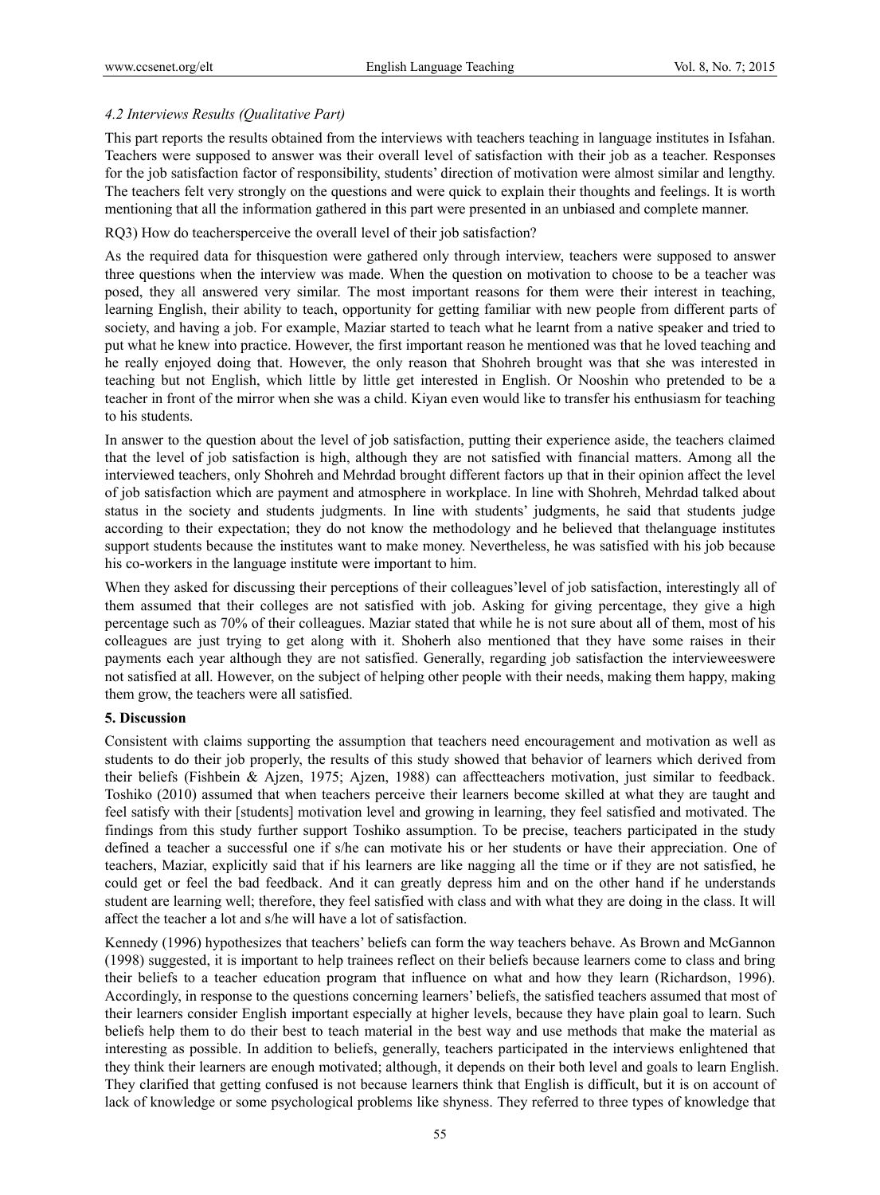### *4.2 Interviews Results (Qualitative Part)*

This part reports the results obtained from the interviews with teachers teaching in language institutes in Isfahan. Teachers were supposed to answer was their overall level of satisfaction with their job as a teacher. Responses for the job satisfaction factor of responsibility, students' direction of motivation were almost similar and lengthy. The teachers felt very strongly on the questions and were quick to explain their thoughts and feelings. It is worth mentioning that all the information gathered in this part were presented in an unbiased and complete manner.

RQ3) How do teachersperceive the overall level of their job satisfaction?

As the required data for thisquestion were gathered only through interview, teachers were supposed to answer three questions when the interview was made. When the question on motivation to choose to be a teacher was posed, they all answered very similar. The most important reasons for them were their interest in teaching, learning English, their ability to teach, opportunity for getting familiar with new people from different parts of society, and having a job. For example, Maziar started to teach what he learnt from a native speaker and tried to put what he knew into practice. However, the first important reason he mentioned was that he loved teaching and he really enjoyed doing that. However, the only reason that Shohreh brought was that she was interested in teaching but not English, which little by little get interested in English. Or Nooshin who pretended to be a teacher in front of the mirror when she was a child. Kiyan even would like to transfer his enthusiasm for teaching to his students.

In answer to the question about the level of job satisfaction, putting their experience aside, the teachers claimed that the level of job satisfaction is high, although they are not satisfied with financial matters. Among all the interviewed teachers, only Shohreh and Mehrdad brought different factors up that in their opinion affect the level of job satisfaction which are payment and atmosphere in workplace. In line with Shohreh, Mehrdad talked about status in the society and students judgments. In line with students' judgments, he said that students judge according to their expectation; they do not know the methodology and he believed that thelanguage institutes support students because the institutes want to make money. Nevertheless, he was satisfied with his job because his co-workers in the language institute were important to him.

When they asked for discussing their perceptions of their colleagues'level of job satisfaction, interestingly all of them assumed that their colleges are not satisfied with job. Asking for giving percentage, they give a high percentage such as 70% of their colleagues. Maziar stated that while he is not sure about all of them, most of his colleagues are just trying to get along with it. Shoherh also mentioned that they have some raises in their payments each year although they are not satisfied. Generally, regarding job satisfaction the intervieweeswere not satisfied at all. However, on the subject of helping other people with their needs, making them happy, making them grow, the teachers were all satisfied.

## 5. Discussion

Consistent with claims supporting the assumption that teachers need encouragement and motivation as well as students to do their job properly, the results of this study showed that behavior of learners which derived from their beliefs (Fishbein & Ajzen, 1975; Ajzen, 1988) can affectteachers motivation, just similar to feedback. Toshiko (2010) assumed that when teachers perceive their learners become skilled at what they are taught and feel satisfy with their [students] motivation level and growing in learning, they feel satisfied and motivated. The findings from this study further support Toshiko assumption. To be precise, teachers participated in the study defined a teacher a successful one if s/he can motivate his or her students or have their appreciation. One of teachers, Maziar, explicitly said that if his learners are like nagging all the time or if they are not satisfied, he could get or feel the bad feedback. And it can greatly depress him and on the other hand if he understands student are learning well; therefore, they feel satisfied with class and with what they are doing in the class. It will affect the teacher a lot and s/he will have a lot of satisfaction.

Kennedy (1996) hypothesizes that teachers' beliefs can form the way teachers behave. As Brown and McGannon (1998) suggested, it is important to help trainees reflect on their beliefs because learners come to class and bring their beliefs to a teacher education program that influence on what and how they learn (Richardson, 1996). Accordingly, in response to the questions concerning learners' beliefs, the satisfied teachers assumed that most of their learners consider English important especially at higher levels, because they have plain goal to learn. Such beliefs help them to do their best to teach material in the best way and use methods that make the material as interesting as possible. In addition to beliefs, generally, teachers participated in the interviews enlightened that they think their learners are enough motivated; although, it depends on their both level and goals to learn English. They clarified that getting confused is not because learners think that English is difficult, but it is on account of lack of knowledge or some psychological problems like shyness. They referred to three types of knowledge that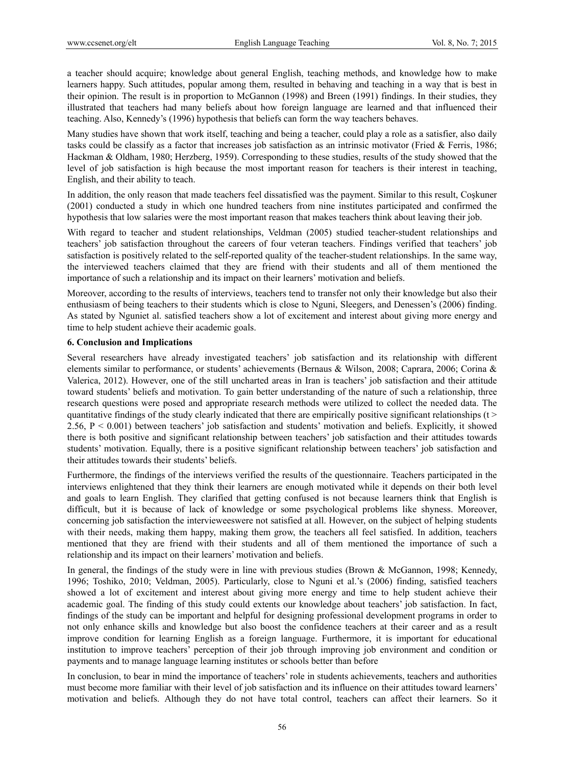a teacher should acquire; knowledge about general English, teaching methods, and knowledge how to make learners happy. Such attitudes, popular among them, resulted in behaving and teaching in a way that is best in their opinion. The result is in proportion to McGannon (1998) and Breen (1991) findings. In their studies, they illustrated that teachers had many beliefs about how foreign language are learned and that influenced their teaching. Also, Kennedy's (1996) hypothesis that beliefs can form the way teachers behaves.

Many studies have shown that work itself, teaching and being a teacher, could play a role as a satisfier, also daily tasks could be classify as a factor that increases job satisfaction as an intrinsic motivator (Fried & Ferris, 1986; Hackman & Oldham, 1980; Herzberg, 1959). Corresponding to these studies, results of the study showed that the level of job satisfaction is high because the most important reason for teachers is their interest in teaching, English, and their ability to teach.

In addition, the only reason that made teachers feel dissatisfied was the payment. Similar to this result, Coşkuner (2001) conducted a study in which one hundred teachers from nine institutes participated and confirmed the hypothesis that low salaries were the most important reason that makes teachers think about leaving their job.

With regard to teacher and student relationships, Veldman (2005) studied teacher-student relationships and teachers' job satisfaction throughout the careers of four veteran teachers. Findings verified that teachers' job satisfaction is positively related to the self-reported quality of the teacher-student relationships. In the same way, the interviewed teachers claimed that they are friend with their students and all of them mentioned the importance of such a relationship and its impact on their learners' motivation and beliefs.

Moreover, according to the results of interviews, teachers tend to transfer not only their knowledge but also their enthusiasm of being teachers to their students which is close to Nguni, Sleegers, and Denessen's (2006) finding. As stated by Nguniet al. satisfied teachers show a lot of excitement and interest about giving more energy and time to help student achieve their academic goals.

### 6. Conclusion and Implications

Several researchers have already investigated teachers' job satisfaction and its relationship with different elements similar to performance, or students' achievements (Bernaus & Wilson, 2008; Caprara, 2006; Corina & Valerica, 2012). However, one of the still uncharted areas in Iran is teachers' job satisfaction and their attitude toward students' beliefs and motivation. To gain better understanding of the nature of such a relationship, three research questions were posed and appropriate research methods were utilized to collect the needed data. The quantitative findings of the study clearly indicated that there are empirically positive significant relationships ($t > 2.56$, $P < 0.001$) between teachers' job satisfaction and students' motivation and beliefs. Explicitly, it showed there is both positive and significant relationship between teachers' job satisfaction and their attitudes towards students' motivation. Equally, there is a positive significant relationship between teachers' job satisfaction and their attitudes towards their students' beliefs.

Furthermore, the findings of the interviews verified the results of the questionnaire. Teachers participated in the interviews enlightened that they think their learners are enough motivated while it depends on their both level and goals to learn English. They clarified that getting confused is not because learners think that English is difficult, but it is because of lack of knowledge or some psychological problems like shyness. Moreover, concerning job satisfaction the intervieweeswere not satisfied at all. However, on the subject of helping students with their needs, making them happy, making them grow, the teachers all feel satisfied. In addition, teachers mentioned that they are friend with their students and all of them mentioned the importance of such a relationship and its impact on their learners' motivation and beliefs.

In general, the findings of the study were in line with previous studies (Brown & McGannon, 1998; Kennedy, 1996; Toshiko, 2010; Veldman, 2005). Particularly, close to Nguni et al.'s (2006) finding, satisfied teachers showed a lot of excitement and interest about giving more energy and time to help student achieve their academic goal. The finding of this study could extents our knowledge about teachers' job satisfaction. In fact, findings of the study can be important and helpful for designing professional development programs in order to not only enhance skills and knowledge but also boost the confidence teachers at their career and as a result improve condition for learning English as a foreign language. Furthermore, it is important for educational institution to improve teachers' perception of their job through improving job environment and condition or payments and to manage language learning institutes or schools better than before

In conclusion, to bear in mind the importance of teachers' role in students achievements, teachers and authorities must become more familiar with their level of job satisfaction and its influence on their attitudes toward learners' motivation and beliefs. Although they do not have total control, teachers can affect their learners. So it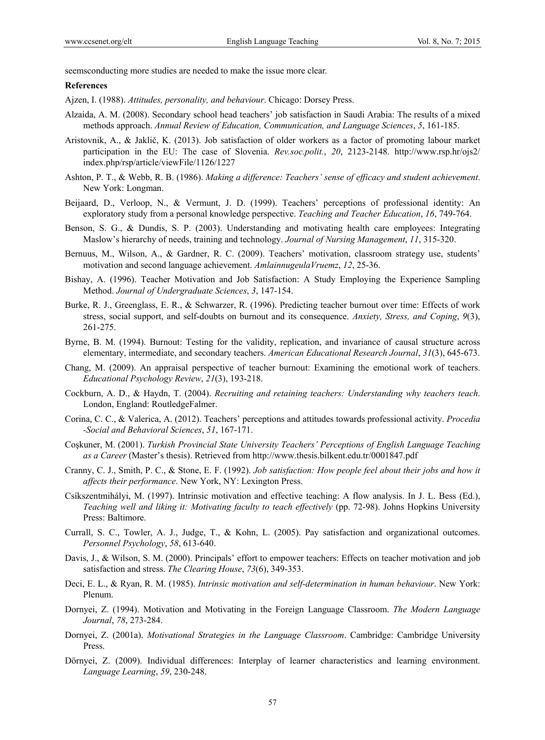seemsconducting more studies are needed to make the issue more clear.

**References**

Ajzen, I. (1988). *Attitudes, personality, and behaviour*. Chicago: Dorsey Press.

Alzaida, A. M. (2008). Secondary school head teachers' job satisfaction in Saudi Arabia: The results of a mixed methods approach. *Annual Review of Education, Communication, and Language Sciences*, *5*, 161-185.

Aristovnik, A., & Jaklič, K. (2013). Job satisfaction of older workers as a factor of promoting labour market participation in the EU: The case of Slovenia. *Rev.soc.polit.*, *20*, 2123-2148. http://www.rsp.hr/ojs2/index.php/rsp/article/viewFile/1126/1227

Ashton, P. T., & Webb, R. B. (1986). *Making a difference: Teachers' sense of efficacy and student achievement*. New York: Longman.

Beijaard, D., Verloop, N., & Vermunt, J. D. (1999). Teachers' perceptions of professional identity: An exploratory study from a personal knowledge perspective. *Teaching and Teacher Education*, *16*, 749-764.

Benson, S. G., & Dundis, S. P. (2003). Understanding and motivating health care employees: Integrating Maslow's hierarchy of needs, training and technology. *Journal of Nursing Management*, *11*, 315-320.

Bernuus, M., Wilson, A., & Gardner, R. C. (2009). Teachers' motivation, classroom strategy use, students' motivation and second language achievement. *AmlainnugeulaVruemz*, *12*, 25-36.

Bishay, A. (1996). Teacher Motivation and Job Satisfaction: A Study Employing the Experience Sampling Method. *Journal of Undergraduate Sciences*, *3*, 147-154.

Burke, R. J., Greenglass, E. R., & Schwarzer, R. (1996). Predicting teacher burnout over time: Effects of work stress, social support, and self-doubts on burnout and its consequence. *Anxiety, Stress, and Coping*, *9*(3), 261-275.

Byrne, B. M. (1994). Burnout: Testing for the validity, replication, and invariance of causal structure across elementary, intermediate, and secondary teachers. *American Educational Research Journal*, *31*(3), 645-673.

Chang, M. (2009). An appraisal perspective of teacher burnout: Examining the emotional work of teachers. *Educational Psychology Review*, *21*(3), 193-218.

Cockburn, A. D., & Haydn, T. (2004). *Recruiting and retaining teachers: Understanding why teachers teach*. London, England: RoutledgeFalmer.

Corina, C. C., & Valerica, A. (2012). Teachers' perceptions and attitudes towards professional activity. *Procedia -Social and Behavioral Sciences*, *51*, 167-171.

Coşkuner, M. (2001). *Turkish Provincial State University Teachers' Perceptions of English Language Teaching as a Career* (Master's thesis). Retrieved from http://www.thesis.bilkent.edu.tr/0001847.pdf

Cranny, C. J., Smith, P. C., & Stone, E. F. (1992). *Job satisfaction: How people feel about their jobs and how it affects their performance*. New York, NY: Lexington Press.

Csíkszentmihályi, M. (1997). Intrinsic motivation and effective teaching: A flow analysis. In J. L. Bess (Ed.), *Teaching well and liking it: Motivating faculty to teach effectively* (pp. 72-98). Johns Hopkins University Press: Baltimore.

Currall, S. C., Towler, A. J., Judge, T., & Kohn, L. (2005). Pay satisfaction and organizational outcomes. *Personnel Psychology*, *58*, 613-640.

Davis, J., & Wilson, S. M. (2000). Principals' effort to empower teachers: Effects on teacher motivation and job satisfaction and stress. *The Clearing House*, *73*(6), 349-353.

Deci, E. L., & Ryan, R. M. (1985). *Intrinsic motivation and self-determination in human behaviour*. New York: Plenum.

Dornyei, Z. (1994). Motivation and Motivating in the Foreign Language Classroom. *The Modern Language Journal*, *78*, 273-284.

Dornyei, Z. (2001a). *Motivational Strategies in the Language Classroom*. Cambridge: Cambridge University Press.

Dörnyei, Z. (2009). Individual differences: Interplay of learner characteristics and learning environment. *Language Learning*, *59*, 230-248.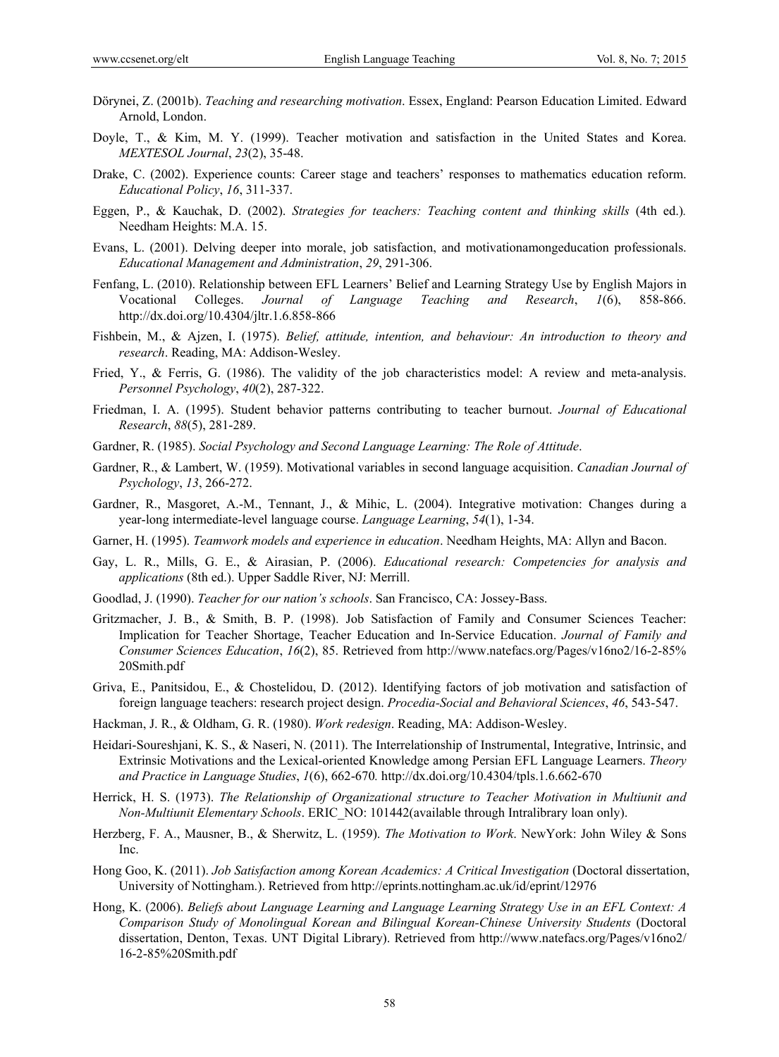Dörynei, Z. (2001b). *Teaching and researching motivation*. Essex, England: Pearson Education Limited. Edward Arnold, London.

Doyle, T., & Kim, M. Y. (1999). Teacher motivation and satisfaction in the United States and Korea. *MEXTESOL Journal*, *23*(2), 35-48.

Drake, C. (2002). Experience counts: Career stage and teachers' responses to mathematics education reform. *Educational Policy*, *16*, 311-337.

Eggen, P., & Kauchak, D. (2002). *Strategies for teachers: Teaching content and thinking skills* (4th ed.)*.* Needham Heights: M.A. 15.

Evans, L. (2001). Delving deeper into morale, job satisfaction, and motivationamongeducation professionals. *Educational Management and Administration*, *29*, 291-306.

Fenfang, L. (2010). Relationship between EFL Learners' Belief and Learning Strategy Use by English Majors in Vocational Colleges. *Journal of Language Teaching and Research*, *1*(6), 858-866. http://dx.doi.org/10.4304/jltr.1.6.858-866

Fishbein, M., & Ajzen, I. (1975). *Belief, attitude, intention, and behaviour: An introduction to theory and research*. Reading, MA: Addison-Wesley.

Fried, Y., & Ferris, G. (1986). The validity of the job characteristics model: A review and meta-analysis. *Personnel Psychology*, *40*(2), 287-322.

Friedman, I. A. (1995). Student behavior patterns contributing to teacher burnout. *Journal of Educational Research*, *88*(5), 281-289.

Gardner, R. (1985). *Social Psychology and Second Language Learning: The Role of Attitude*.

Gardner, R., & Lambert, W. (1959). Motivational variables in second language acquisition. *Canadian Journal of Psychology*, *13*, 266-272.

Gardner, R., Masgoret, A.-M., Tennant, J., & Mihic, L. (2004). Integrative motivation: Changes during a year-long intermediate-level language course. *Language Learning*, *54*(1), 1-34.

Garner, H. (1995). *Teamwork models and experience in education*. Needham Heights, MA: Allyn and Bacon.

Gay, L. R., Mills, G. E., & Airasian, P. (2006). *Educational research: Competencies for analysis and applications* (8th ed.). Upper Saddle River, NJ: Merrill.

Goodlad, J. (1990). *Teacher for our nation's schools*. San Francisco, CA: Jossey-Bass.

Gritzmacher, J. B., & Smith, B. P. (1998). Job Satisfaction of Family and Consumer Sciences Teacher: Implication for Teacher Shortage, Teacher Education and In-Service Education. *Journal of Family and Consumer Sciences Education*, *16*(2), 85. Retrieved from http://www.natefacs.org/Pages/v16no2/16-2-85%20Smith.pdf

Griva, E., Panitsidou, E., & Chostelidou, D. (2012). Identifying factors of job motivation and satisfaction of foreign language teachers: research project design. *Procedia-Social and Behavioral Sciences*, *46*, 543-547.

Hackman, J. R., & Oldham, G. R. (1980). *Work redesign*. Reading, MA: Addison-Wesley.

Heidari-Soureshjani, K. S., & Naseri, N. (2011). The Interrelationship of Instrumental, Integrative, Intrinsic, and Extrinsic Motivations and the Lexical-oriented Knowledge among Persian EFL Language Learners. *Theory and Practice in Language Studies*, *1*(6), 662-670*.* http://dx.doi.org/10.4304/tpls.1.6.662-670

Herrick, H. S. (1973). *The Relationship of Organizational structure to Teacher Motivation in Multiunit and Non-Multiunit Elementary Schools*. ERIC_NO: 101442(available through Intralibrary loan only).

Herzberg, F. A., Mausner, B., & Sherwitz, L. (1959). *The Motivation to Work*. NewYork: John Wiley & Sons Inc.

Hong Goo, K. (2011). *Job Satisfaction among Korean Academics: A Critical Investigation* (Doctoral dissertation, University of Nottingham.). Retrieved from http://eprints.nottingham.ac.uk/id/eprint/12976

Hong, K. (2006). *Beliefs about Language Learning and Language Learning Strategy Use in an EFL Context: A Comparison Study of Monolingual Korean and Bilingual Korean-Chinese University Students* (Doctoral dissertation, Denton, Texas. UNT Digital Library). Retrieved from http://www.natefacs.org/Pages/v16no2/16-2-85%20Smith.pdf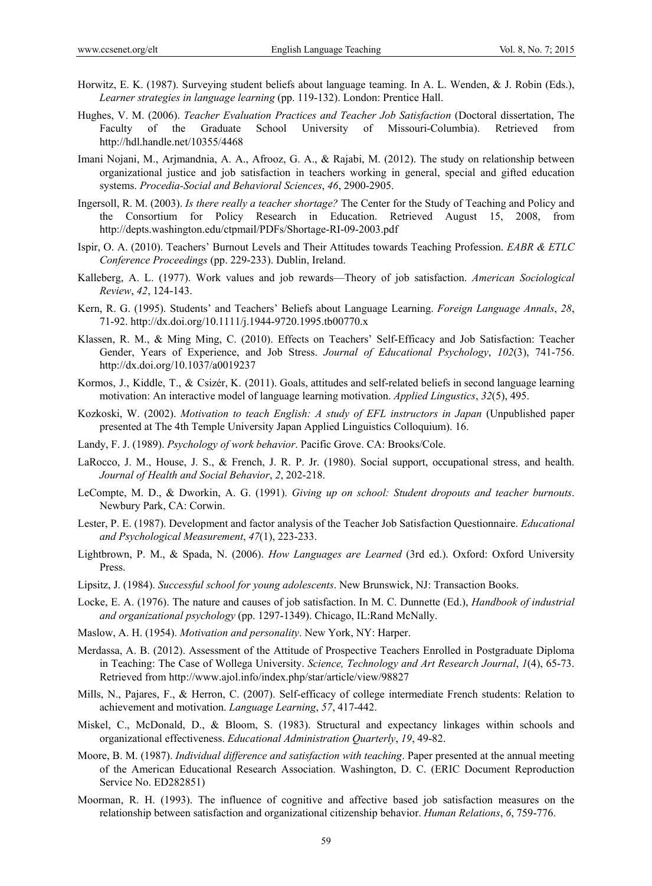Horwitz, E. K. (1987). Surveying student beliefs about language teaming. In A. L. Wenden, & J. Robin (Eds.), *Learner strategies in language learning* (pp. 119-132). London: Prentice Hall.

Hughes, V. M. (2006). *Teacher Evaluation Practices and Teacher Job Satisfaction* (Doctoral dissertation, The Faculty of the Graduate School University of Missouri-Columbia). Retrieved from http://hdl.handle.net/10355/4468

Imani Nojani, M., Arjmandnia, A. A., Afrooz, G. A., & Rajabi, M. (2012). The study on relationship between organizational justice and job satisfaction in teachers working in general, special and gifted education systems. *Procedia-Social and Behavioral Sciences*, *46*, 2900-2905.

Ingersoll, R. M. (2003). *Is there really a teacher shortage?* The Center for the Study of Teaching and Policy and the Consortium for Policy Research in Education. Retrieved August 15, 2008, from http://depts.washington.edu/ctpmail/PDFs/Shortage-RI-09-2003.pdf

Ispir, O. A. (2010). Teachers' Burnout Levels and Their Attitudes towards Teaching Profession. *EABR & ETLC Conference Proceedings* (pp. 229-233). Dublin, Ireland.

Kalleberg, A. L. (1977). Work values and job rewards—Theory of job satisfaction. *American Sociological Review*, *42*, 124-143.

Kern, R. G. (1995). Students' and Teachers' Beliefs about Language Learning. *Foreign Language Annals*, *28*, 71-92. http://dx.doi.org/10.1111/j.1944-9720.1995.tb00770.x

Klassen, R. M., & Ming Ming, C. (2010). Effects on Teachers' Self-Efficacy and Job Satisfaction: Teacher Gender, Years of Experience, and Job Stress. *Journal of Educational Psychology*, *102*(3), 741-756. http://dx.doi.org/10.1037/a0019237

Kormos, J., Kiddle, T., & Csizér, K. (2011). Goals, attitudes and self-related beliefs in second language learning motivation: An interactive model of language learning motivation. *Applied Lingustics*, *32*(5), 495.

Kozkoski, W. (2002). *Motivation to teach English: A study of EFL instructors in Japan* (Unpublished paper presented at The 4th Temple University Japan Applied Linguistics Colloquium). 16.

Landy, F. J. (1989). *Psychology of work behavior*. Pacific Grove. CA: Brooks/Cole.

LaRocco, J. M., House, J. S., & French, J. R. P. Jr. (1980). Social support, occupational stress, and health. *Journal of Health and Social Behavior*, *2*, 202-218.

LeCompte, M. D., & Dworkin, A. G. (1991). *Giving up on school: Student dropouts and teacher burnouts*. Newbury Park, CA: Corwin.

Lester, P. E. (1987). Development and factor analysis of the Teacher Job Satisfaction Questionnaire. *Educational and Psychological Measurement*, *47*(1), 223-233.

Lightbrown, P. M., & Spada, N. (2006). *How Languages are Learned* (3rd ed.). Oxford: Oxford University Press.

Lipsitz, J. (1984). *Successful school for young adolescents*. New Brunswick, NJ: Transaction Books.

Locke, E. A. (1976). The nature and causes of job satisfaction. In M. C. Dunnette (Ed.), *Handbook of industrial and organizational psychology* (pp. 1297-1349). Chicago, IL:Rand McNally.

Maslow, A. H. (1954). *Motivation and personality*. New York, NY: Harper.

Merdassa, A. B. (2012). Assessment of the Attitude of Prospective Teachers Enrolled in Postgraduate Diploma in Teaching: The Case of Wollega University. *Science, Technology and Art Research Journal*, *1*(4), 65-73. Retrieved from http://www.ajol.info/index.php/star/article/view/98827

Mills, N., Pajares, F., & Herron, C. (2007). Self-efficacy of college intermediate French students: Relation to achievement and motivation. *Language Learning*, *57*, 417-442.

Miskel, C., McDonald, D., & Bloom, S. (1983). Structural and expectancy linkages within schools and organizational effectiveness. *Educational Administration Quarterly*, *19*, 49-82.

Moore, B. M. (1987). *Individual difference and satisfaction with teaching*. Paper presented at the annual meeting of the American Educational Research Association. Washington, D. C. (ERIC Document Reproduction Service No. ED282851)

Moorman, R. H. (1993). The influence of cognitive and affective based job satisfaction measures on the relationship between satisfaction and organizational citizenship behavior. *Human Relations*, *6*, 759-776.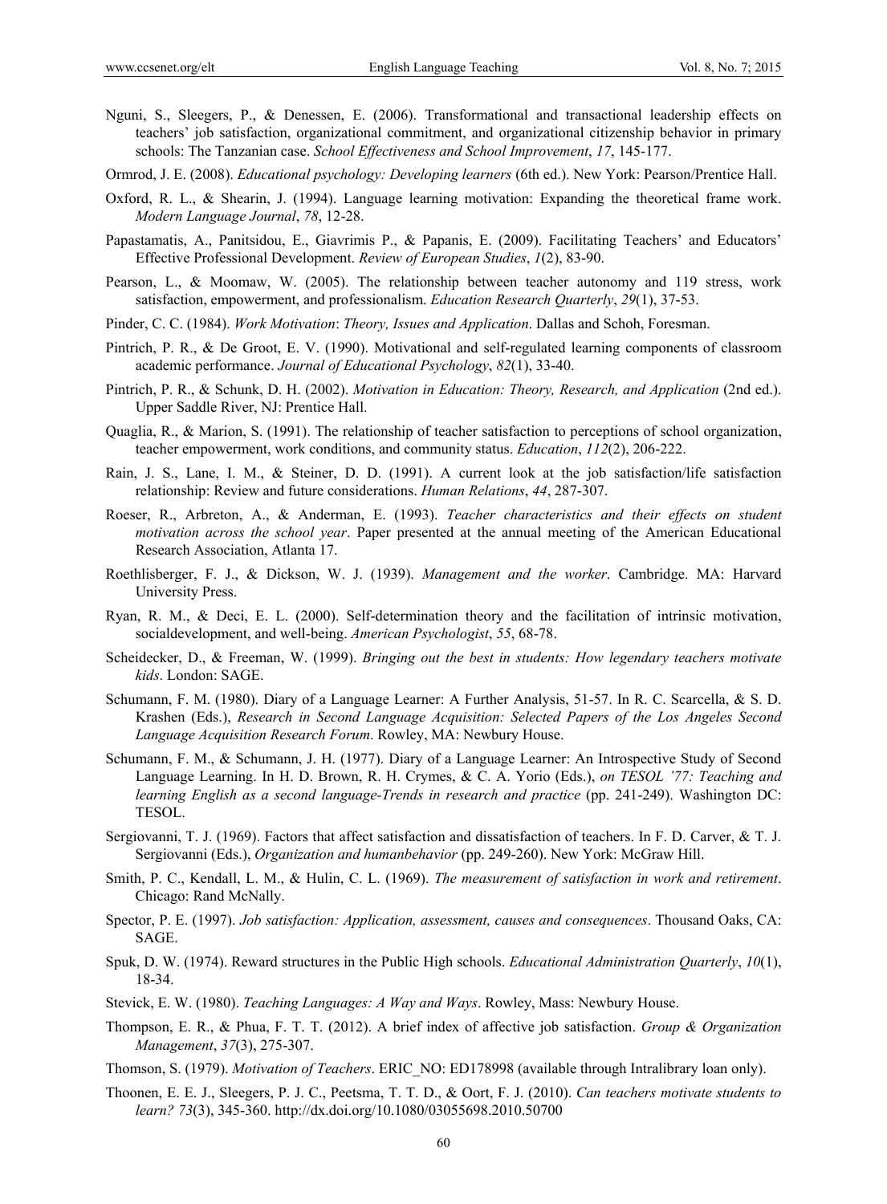Nguni, S., Sleegers, P., & Denessen, E. (2006). Transformational and transactional leadership effects on teachers' job satisfaction, organizational commitment, and organizational citizenship behavior in primary schools: The Tanzanian case. *School Effectiveness and School Improvement*, *17*, 145-177.

Ormrod, J. E. (2008). *Educational psychology: Developing learners* (6th ed.). New York: Pearson/Prentice Hall.

Oxford, R. L., & Shearin, J. (1994). Language learning motivation: Expanding the theoretical frame work. *Modern Language Journal*, *78*, 12-28.

Papastamatis, A., Panitsidou, E., Giavrimis P., & Papanis, E. (2009). Facilitating Teachers' and Educators' Effective Professional Development. *Review of European Studies*, *1*(2), 83-90.

Pearson, L., & Moomaw, W. (2005). The relationship between teacher autonomy and 119 stress, work satisfaction, empowerment, and professionalism. *Education Research Quarterly*, *29*(1), 37-53.

Pinder, C. C. (1984). *Work Motivation*: *Theory, Issues and Application*. Dallas and Schoh, Foresman.

Pintrich, P. R., & De Groot, E. V. (1990). Motivational and self-regulated learning components of classroom academic performance. *Journal of Educational Psychology*, *82*(1), 33-40.

Pintrich, P. R., & Schunk, D. H. (2002). *Motivation in Education: Theory, Research, and Application* (2nd ed.). Upper Saddle River, NJ: Prentice Hall.

Quaglia, R., & Marion, S. (1991). The relationship of teacher satisfaction to perceptions of school organization, teacher empowerment, work conditions, and community status. *Education*, *112*(2), 206-222.

Rain, J. S., Lane, I. M., & Steiner, D. D. (1991). A current look at the job satisfaction/life satisfaction relationship: Review and future considerations. *Human Relations*, *44*, 287-307.

Roeser, R., Arbreton, A., & Anderman, E. (1993). *Teacher characteristics and their effects on student motivation across the school year*. Paper presented at the annual meeting of the American Educational Research Association, Atlanta 17.

Roethlisberger, F. J., & Dickson, W. J. (1939). *Management and the worker*. Cambridge. MA: Harvard University Press.

Ryan, R. M., & Deci, E. L. (2000). Self-determination theory and the facilitation of intrinsic motivation, socialdevelopment, and well-being. *American Psychologist*, *55*, 68-78.

Scheidecker, D., & Freeman, W. (1999). *Bringing out the best in students: How legendary teachers motivate kids*. London: SAGE.

Schumann, F. M. (1980). Diary of a Language Learner: A Further Analysis, 51-57. In R. C. Scarcella, & S. D. Krashen (Eds.), *Research in Second Language Acquisition: Selected Papers of the Los Angeles Second Language Acquisition Research Forum*. Rowley, MA: Newbury House.

Schumann, F. M., & Schumann, J. H. (1977). Diary of a Language Learner: An Introspective Study of Second Language Learning. In H. D. Brown, R. H. Crymes, & C. A. Yorio (Eds.), *on TESOL '77: Teaching and learning English as a second language-Trends in research and practice* (pp. 241-249). Washington DC: TESOL.

Sergiovanni, T. J. (1969). Factors that affect satisfaction and dissatisfaction of teachers. In F. D. Carver, & T. J. Sergiovanni (Eds.), *Organization and humanbehavior* (pp. 249-260). New York: McGraw Hill.

Smith, P. C., Kendall, L. M., & Hulin, C. L. (1969). *The measurement of satisfaction in work and retirement*. Chicago: Rand McNally.

Spector, P. E. (1997). *Job satisfaction: Application, assessment, causes and consequences*. Thousand Oaks, CA: SAGE.

Spuk, D. W. (1974). Reward structures in the Public High schools. *Educational Administration Quarterly*, *10*(1), 18-34.

Stevick, E. W. (1980). *Teaching Languages: A Way and Ways*. Rowley, Mass: Newbury House.

Thompson, E. R., & Phua, F. T. T. (2012). A brief index of affective job satisfaction. *Group & Organization Management*, *37*(3), 275-307.

Thomson, S. (1979). *Motivation of Teachers*. ERIC_NO: ED178998 (available through Intralibrary loan only).

Thoonen, E. E. J., Sleegers, P. J. C., Peetsma, T. T. D., & Oort, F. J. (2010). *Can teachers motivate students to learn? 73*(3), 345-360. http://dx.doi.org/10.1080/03055698.2010.50700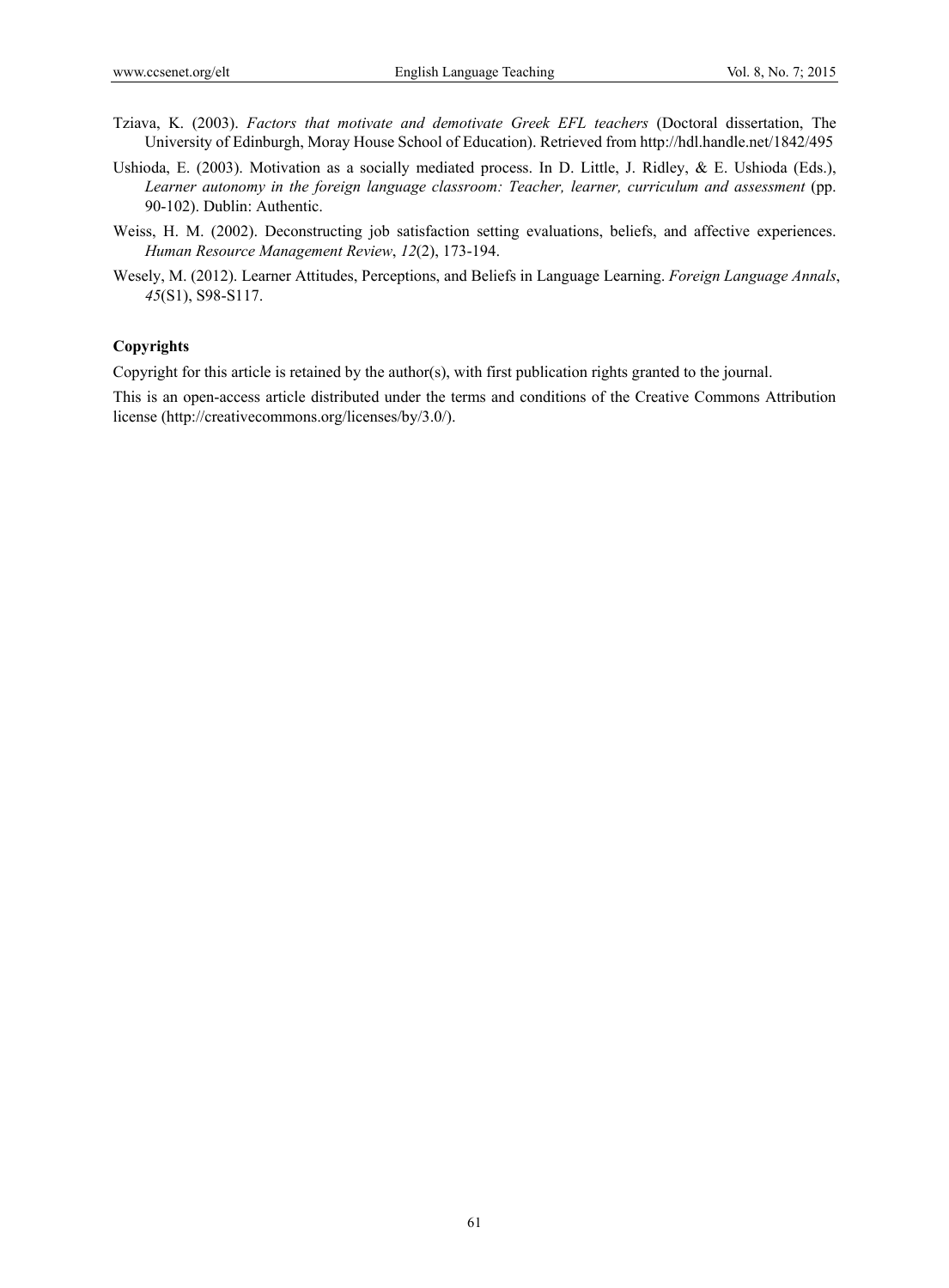Tziava, K. (2003). *Factors that motivate and demotivate Greek EFL teachers* (Doctoral dissertation, The University of Edinburgh, Moray House School of Education). Retrieved from http://hdl.handle.net/1842/495

Ushioda, E. (2003). Motivation as a socially mediated process. In D. Little, J. Ridley, & E. Ushioda (Eds.), *Learner autonomy in the foreign language classroom: Teacher, learner, curriculum and assessment* (pp. 90-102). Dublin: Authentic.

Weiss, H. M. (2002). Deconstructing job satisfaction setting evaluations, beliefs, and affective experiences. *Human Resource Management Review*, *12*(2), 173-194.

Wesely, M. (2012). Learner Attitudes, Perceptions, and Beliefs in Language Learning. *Foreign Language Annals*, *45*(S1), S98-S117.

**Copyrights**

Copyright for this article is retained by the author(s), with first publication rights granted to the journal.

This is an open-access article distributed under the terms and conditions of the Creative Commons Attribution license (http://creativecommons.org/licenses/by/3.0/).